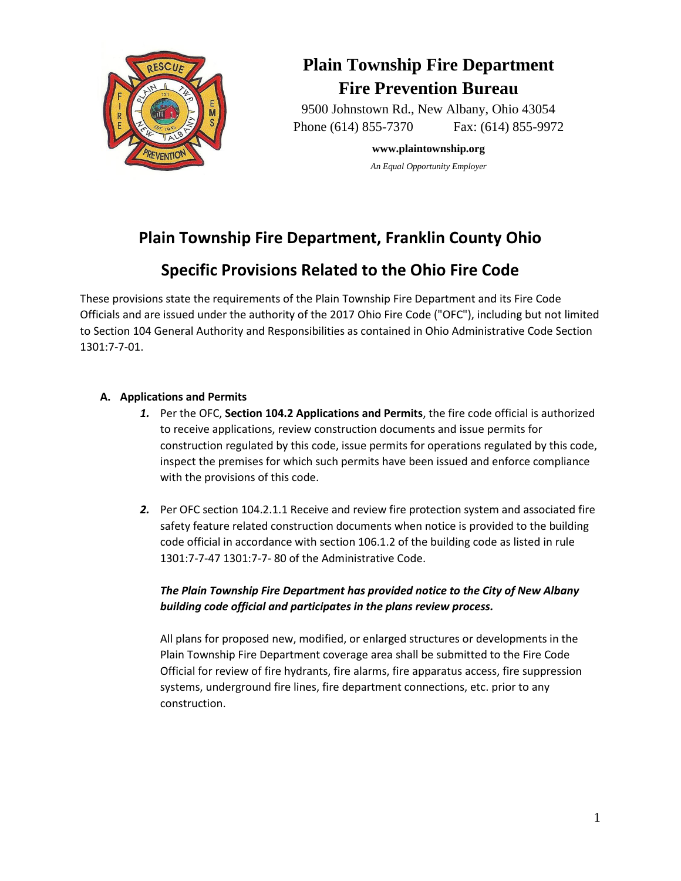# Plain Township Fire Department
# Fire Prevention Bureau

9500 Johnstown Rd., New Albany, Ohio 43054
Phone (614) 855-7370 Fax: (614) 855-9972

**www.plaintownship.org**

*An Equal Opportunity Employer*

## Plain Township Fire Department, Franklin County Ohio

## Specific Provisions Related to the Ohio Fire Code

These provisions state the requirements of the Plain Township Fire Department and its Fire Code Officials and are issued under the authority of the 2017 Ohio Fire Code ("OFC"), including but not limited to Section 104 General Authority and Responsibilities as contained in Ohio Administrative Code Section 1301:7-7-01.

### A. Applications and Permits

1. Per the OFC, **Section 104.2 Applications and Permits**, the fire code official is authorized to receive applications, review construction documents and issue permits for construction regulated by this code, issue permits for operations regulated by this code, inspect the premises for which such permits have been issued and enforce compliance with the provisions of this code.

2. Per OFC section 104.2.1.1 Receive and review fire protection system and associated fire safety feature related construction documents when notice is provided to the building code official in accordance with section 106.1.2 of the building code as listed in rule 1301:7-7-47 1301:7-7- 80 of the Administrative Code.

   ***The Plain Township Fire Department has provided notice to the City of New Albany building code official and participates in the plans review process.***

   All plans for proposed new, modified, or enlarged structures or developments in the Plain Township Fire Department coverage area shall be submitted to the Fire Code Official for review of fire hydrants, fire alarms, fire apparatus access, fire suppression systems, underground fire lines, fire department connections, etc. prior to any construction.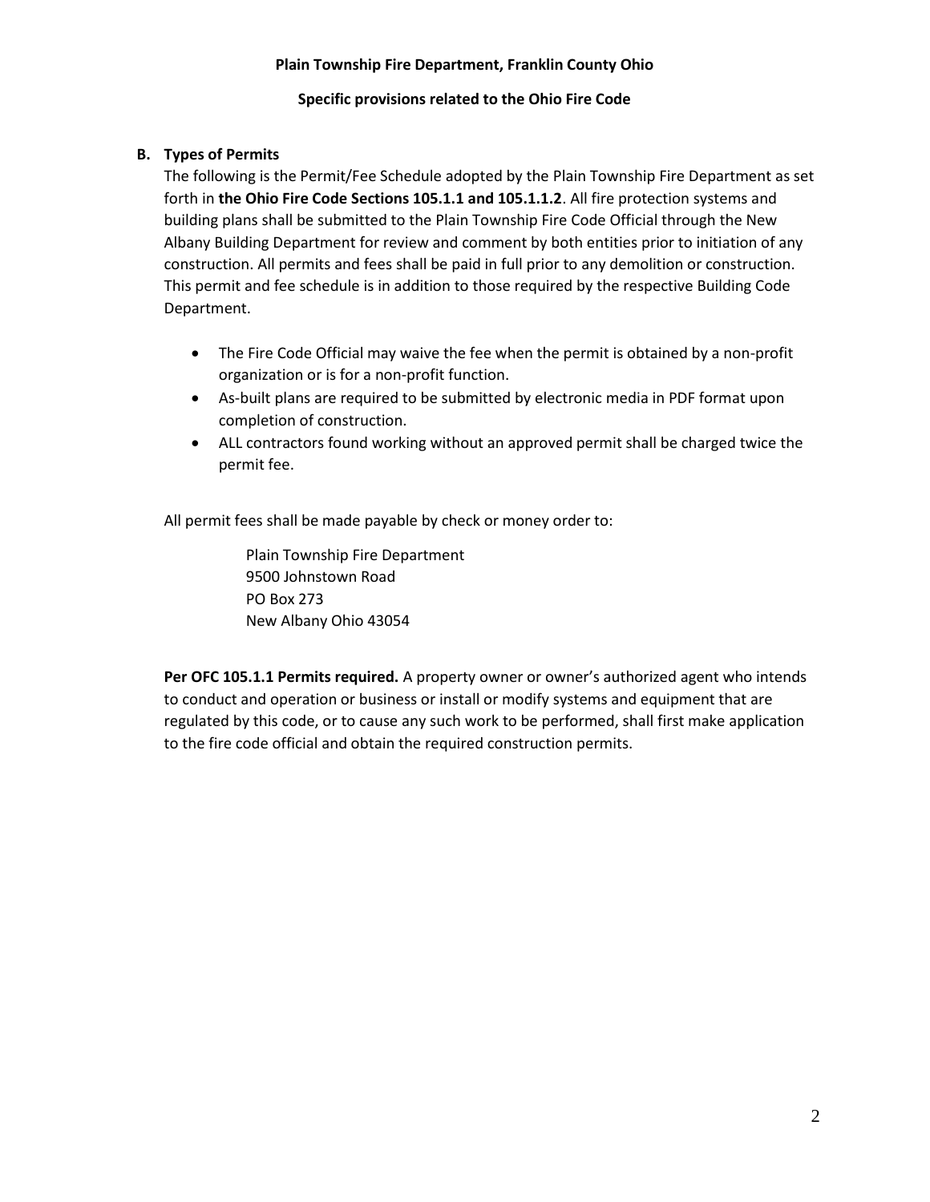**Plain Township Fire Department, Franklin County Ohio**

**Specific provisions related to the Ohio Fire Code**

## B. Types of Permits

The following is the Permit/Fee Schedule adopted by the Plain Township Fire Department as set forth in **the Ohio Fire Code Sections 105.1.1 and 105.1.1.2**. All fire protection systems and building plans shall be submitted to the Plain Township Fire Code Official through the New Albany Building Department for review and comment by both entities prior to initiation of any construction. All permits and fees shall be paid in full prior to any demolition or construction. This permit and fee schedule is in addition to those required by the respective Building Code Department.

- The Fire Code Official may waive the fee when the permit is obtained by a non-profit organization or is for a non-profit function.
- As-built plans are required to be submitted by electronic media in PDF format upon completion of construction.
- ALL contractors found working without an approved permit shall be charged twice the permit fee.

All permit fees shall be made payable by check or money order to:

Plain Township Fire Department
9500 Johnstown Road
PO Box 273
New Albany Ohio 43054

**Per OFC 105.1.1 Permits required.** A property owner or owner's authorized agent who intends to conduct and operation or business or install or modify systems and equipment that are regulated by this code, or to cause any such work to be performed, shall first make application to the fire code official and obtain the required construction permits.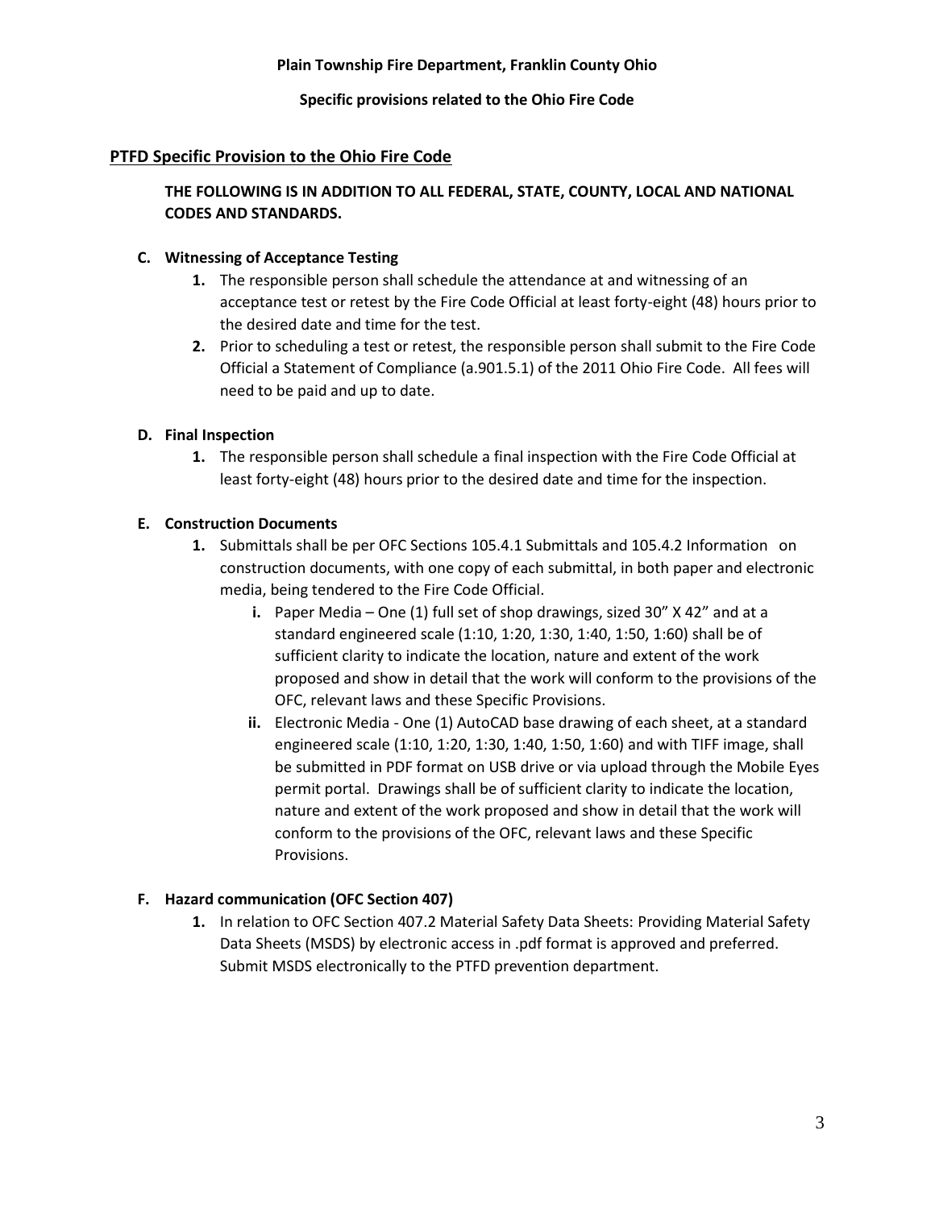**Plain Township Fire Department, Franklin County Ohio**

**Specific provisions related to the Ohio Fire Code**

## PTFD Specific Provision to the Ohio Fire Code

**THE FOLLOWING IS IN ADDITION TO ALL FEDERAL, STATE, COUNTY, LOCAL AND NATIONAL CODES AND STANDARDS.**

**C. Witnessing of Acceptance Testing**

1. The responsible person shall schedule the attendance at and witnessing of an acceptance test or retest by the Fire Code Official at least forty-eight (48) hours prior to the desired date and time for the test.
2. Prior to scheduling a test or retest, the responsible person shall submit to the Fire Code Official a Statement of Compliance (a.901.5.1) of the 2011 Ohio Fire Code. All fees will need to be paid and up to date.

**D. Final Inspection**

1. The responsible person shall schedule a final inspection with the Fire Code Official at least forty-eight (48) hours prior to the desired date and time for the inspection.

**E. Construction Documents**

1. Submittals shall be per OFC Sections 105.4.1 Submittals and 105.4.2 Information on construction documents, with one copy of each submittal, in both paper and electronic media, being tendered to the Fire Code Official.
   - **i.** Paper Media – One (1) full set of shop drawings, sized 30" X 42" and at a standard engineered scale (1:10, 1:20, 1:30, 1:40, 1:50, 1:60) shall be of sufficient clarity to indicate the location, nature and extent of the work proposed and show in detail that the work will conform to the provisions of the OFC, relevant laws and these Specific Provisions.
   - **ii.** Electronic Media - One (1) AutoCAD base drawing of each sheet, at a standard engineered scale (1:10, 1:20, 1:30, 1:40, 1:50, 1:60) and with TIFF image, shall be submitted in PDF format on USB drive or via upload through the Mobile Eyes permit portal. Drawings shall be of sufficient clarity to indicate the location, nature and extent of the work proposed and show in detail that the work will conform to the provisions of the OFC, relevant laws and these Specific Provisions.

**F. Hazard communication (OFC Section 407)**

1. In relation to OFC Section 407.2 Material Safety Data Sheets: Providing Material Safety Data Sheets (MSDS) by electronic access in .pdf format is approved and preferred. Submit MSDS electronically to the PTFD prevention department.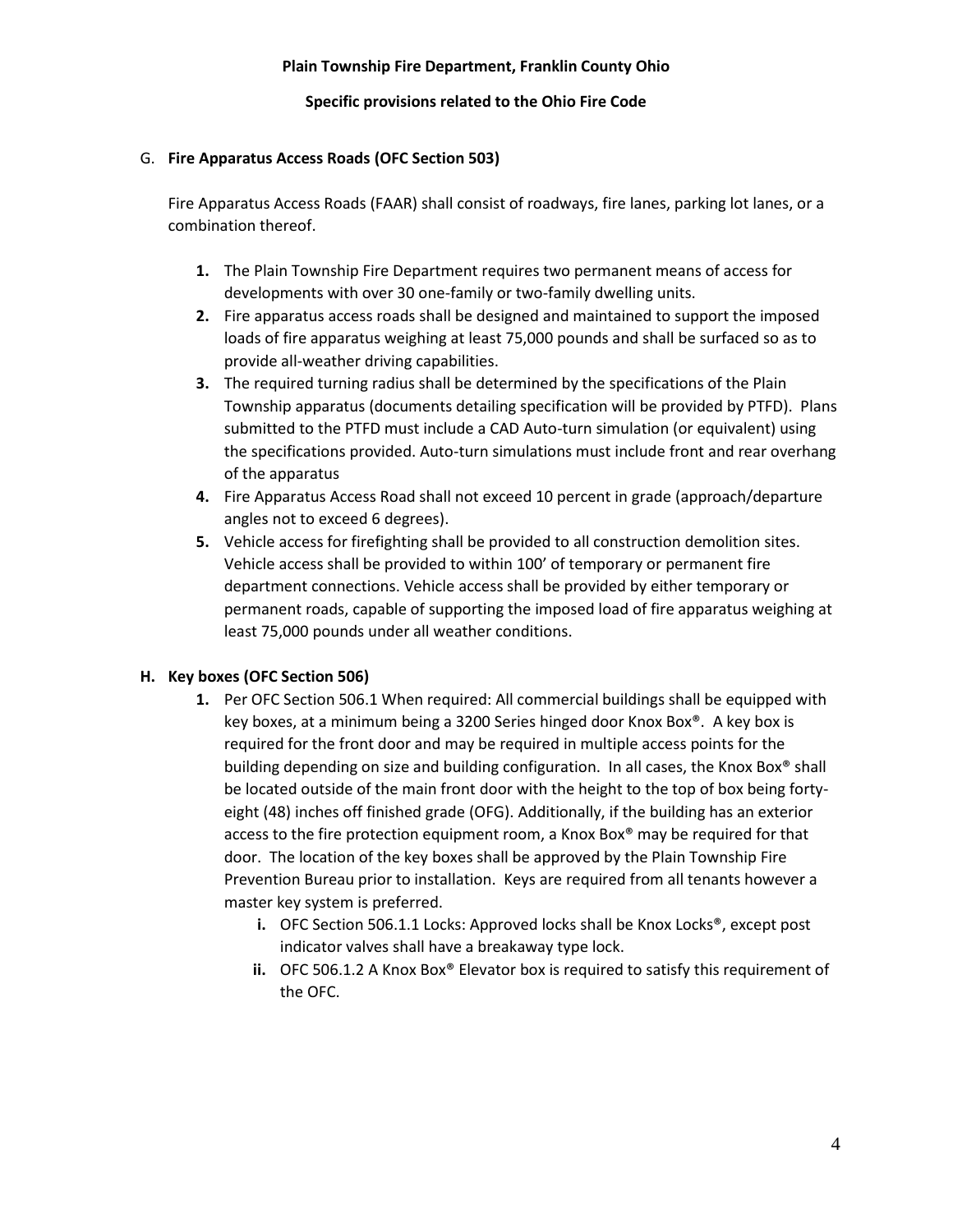### G. **Fire Apparatus Access Roads (OFC Section 503)**

Fire Apparatus Access Roads (FAAR) shall consist of roadways, fire lanes, parking lot lanes, or a combination thereof.

1. The Plain Township Fire Department requires two permanent means of access for developments with over 30 one-family or two-family dwelling units.
2. Fire apparatus access roads shall be designed and maintained to support the imposed loads of fire apparatus weighing at least 75,000 pounds and shall be surfaced so as to provide all-weather driving capabilities.
3. The required turning radius shall be determined by the specifications of the Plain Township apparatus (documents detailing specification will be provided by PTFD). Plans submitted to the PTFD must include a CAD Auto-turn simulation (or equivalent) using the specifications provided. Auto-turn simulations must include front and rear overhang of the apparatus
4. Fire Apparatus Access Road shall not exceed 10 percent in grade (approach/departure angles not to exceed 6 degrees).
5. Vehicle access for firefighting shall be provided to all construction demolition sites. Vehicle access shall be provided to within 100' of temporary or permanent fire department connections. Vehicle access shall be provided by either temporary or permanent roads, capable of supporting the imposed load of fire apparatus weighing at least 75,000 pounds under all weather conditions.

### **H. Key boxes (OFC Section 506)**

1. Per OFC Section 506.1 When required: All commercial buildings shall be equipped with key boxes, at a minimum being a 3200 Series hinged door Knox Box®. A key box is required for the front door and may be required in multiple access points for the building depending on size and building configuration. In all cases, the Knox Box® shall be located outside of the main front door with the height to the top of box being forty-eight (48) inches off finished grade (OFG). Additionally, if the building has an exterior access to the fire protection equipment room, a Knox Box® may be required for that door. The location of the key boxes shall be approved by the Plain Township Fire Prevention Bureau prior to installation. Keys are required from all tenants however a master key system is preferred.
   - **i.** OFC Section 506.1.1 Locks: Approved locks shall be Knox Locks®, except post indicator valves shall have a breakaway type lock.
   - **ii.** OFC 506.1.2 A Knox Box® Elevator box is required to satisfy this requirement of the OFC.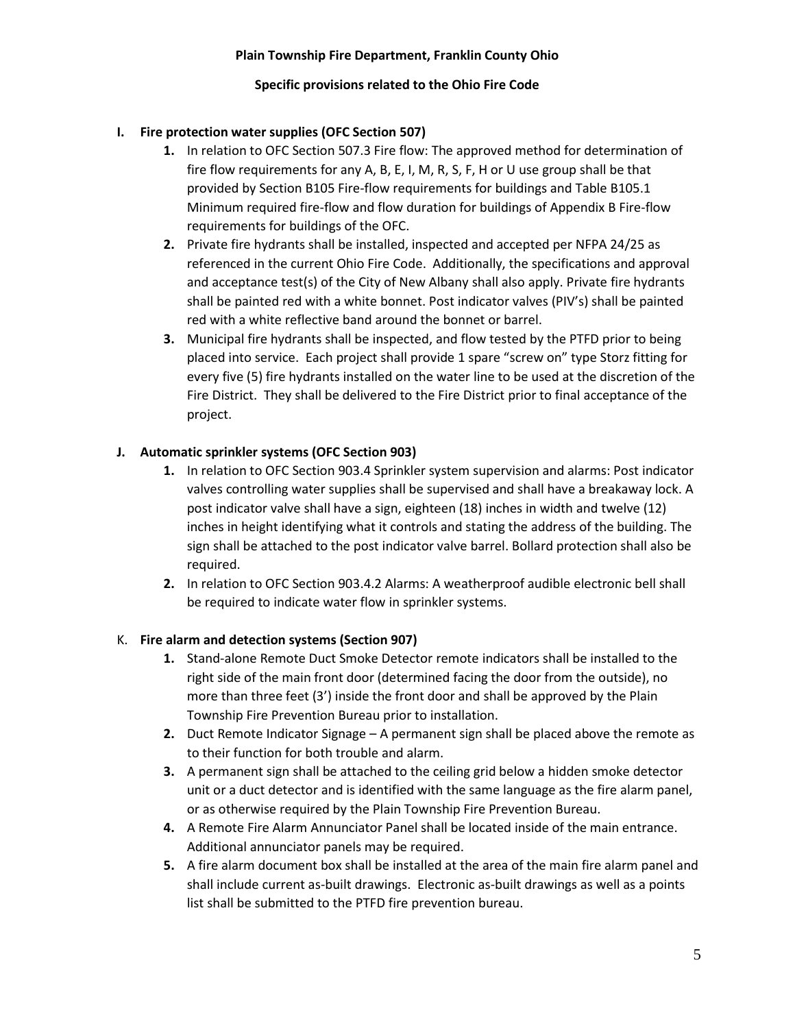**Plain Township Fire Department, Franklin County Ohio**

**Specific provisions related to the Ohio Fire Code**

**I. Fire protection water supplies (OFC Section 507)**

1. In relation to OFC Section 507.3 Fire flow: The approved method for determination of fire flow requirements for any A, B, E, I, M, R, S, F, H or U use group shall be that provided by Section B105 Fire-flow requirements for buildings and Table B105.1 Minimum required fire-flow and flow duration for buildings of Appendix B Fire-flow requirements for buildings of the OFC.
2. Private fire hydrants shall be installed, inspected and accepted per NFPA 24/25 as referenced in the current Ohio Fire Code. Additionally, the specifications and approval and acceptance test(s) of the City of New Albany shall also apply. Private fire hydrants shall be painted red with a white bonnet. Post indicator valves (PIV's) shall be painted red with a white reflective band around the bonnet or barrel.
3. Municipal fire hydrants shall be inspected, and flow tested by the PTFD prior to being placed into service. Each project shall provide 1 spare "screw on" type Storz fitting for every five (5) fire hydrants installed on the water line to be used at the discretion of the Fire District. They shall be delivered to the Fire District prior to final acceptance of the project.

**J. Automatic sprinkler systems (OFC Section 903)**

1. In relation to OFC Section 903.4 Sprinkler system supervision and alarms: Post indicator valves controlling water supplies shall be supervised and shall have a breakaway lock. A post indicator valve shall have a sign, eighteen (18) inches in width and twelve (12) inches in height identifying what it controls and stating the address of the building. The sign shall be attached to the post indicator valve barrel. Bollard protection shall also be required.
2. In relation to OFC Section 903.4.2 Alarms: A weatherproof audible electronic bell shall be required to indicate water flow in sprinkler systems.

K. **Fire alarm and detection systems (Section 907)**

1. Stand-alone Remote Duct Smoke Detector remote indicators shall be installed to the right side of the main front door (determined facing the door from the outside), no more than three feet (3') inside the front door and shall be approved by the Plain Township Fire Prevention Bureau prior to installation.
2. Duct Remote Indicator Signage – A permanent sign shall be placed above the remote as to their function for both trouble and alarm.
3. A permanent sign shall be attached to the ceiling grid below a hidden smoke detector unit or a duct detector and is identified with the same language as the fire alarm panel, or as otherwise required by the Plain Township Fire Prevention Bureau.
4. A Remote Fire Alarm Annunciator Panel shall be located inside of the main entrance. Additional annunciator panels may be required.
5. A fire alarm document box shall be installed at the area of the main fire alarm panel and shall include current as-built drawings. Electronic as-built drawings as well as a points list shall be submitted to the PTFD fire prevention bureau.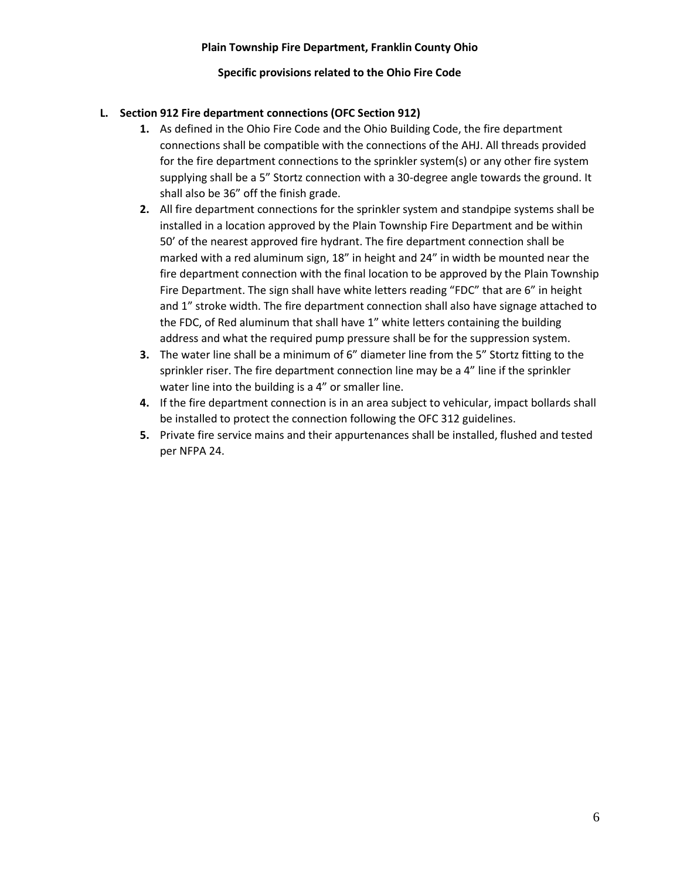**L. Section 912 Fire department connections (OFC Section 912)**

1. As defined in the Ohio Fire Code and the Ohio Building Code, the fire department connections shall be compatible with the connections of the AHJ. All threads provided for the fire department connections to the sprinkler system(s) or any other fire system supplying shall be a 5" Stortz connection with a 30-degree angle towards the ground. It shall also be 36" off the finish grade.
2. All fire department connections for the sprinkler system and standpipe systems shall be installed in a location approved by the Plain Township Fire Department and be within 50' of the nearest approved fire hydrant. The fire department connection shall be marked with a red aluminum sign, 18" in height and 24" in width be mounted near the fire department connection with the final location to be approved by the Plain Township Fire Department. The sign shall have white letters reading "FDC" that are 6" in height and 1" stroke width. The fire department connection shall also have signage attached to the FDC, of Red aluminum that shall have 1" white letters containing the building address and what the required pump pressure shall be for the suppression system.
3. The water line shall be a minimum of 6" diameter line from the 5" Stortz fitting to the sprinkler riser. The fire department connection line may be a 4" line if the sprinkler water line into the building is a 4" or smaller line.
4. If the fire department connection is in an area subject to vehicular, impact bollards shall be installed to protect the connection following the OFC 312 guidelines.
5. Private fire service mains and their appurtenances shall be installed, flushed and tested per NFPA 24.